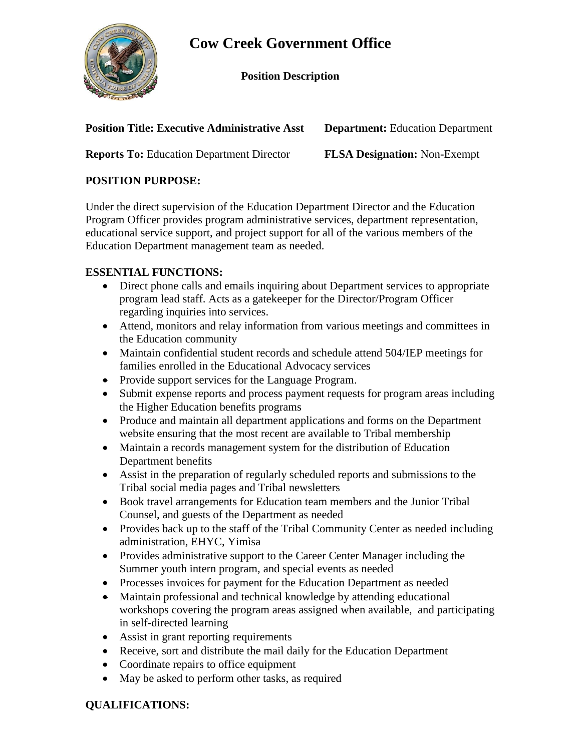# Cow Creek Government Office

**Position Description**

**Position Title: Executive Administrative Asst** **Department:** Education Department

**Reports To:** Education Department Director **FLSA Designation:** Non-Exempt

## POSITION PURPOSE:

Under the direct supervision of the Education Department Director and the Education Program Officer provides program administrative services, department representation, educational service support, and project support for all of the various members of the Education Department management team as needed.

## ESSENTIAL FUNCTIONS:

- Direct phone calls and emails inquiring about Department services to appropriate program lead staff. Acts as a gatekeeper for the Director/Program Officer regarding inquiries into services.
- Attend, monitors and relay information from various meetings and committees in the Education community
- Maintain confidential student records and schedule attend 504/IEP meetings for families enrolled in the Educational Advocacy services
- Provide support services for the Language Program.
- Submit expense reports and process payment requests for program areas including the Higher Education benefits programs
- Produce and maintain all department applications and forms on the Department website ensuring that the most recent are available to Tribal membership
- Maintain a records management system for the distribution of Education Department benefits
- Assist in the preparation of regularly scheduled reports and submissions to the Tribal social media pages and Tribal newsletters
- Book travel arrangements for Education team members and the Junior Tribal Counsel, and guests of the Department as needed
- Provides back up to the staff of the Tribal Community Center as needed including administration, EHYC, Yimìsa
- Provides administrative support to the Career Center Manager including the Summer youth intern program, and special events as needed
- Processes invoices for payment for the Education Department as needed
- Maintain professional and technical knowledge by attending educational workshops covering the program areas assigned when available, and participating in self-directed learning
- Assist in grant reporting requirements
- Receive, sort and distribute the mail daily for the Education Department
- Coordinate repairs to office equipment
- May be asked to perform other tasks, as required

## QUALIFICATIONS: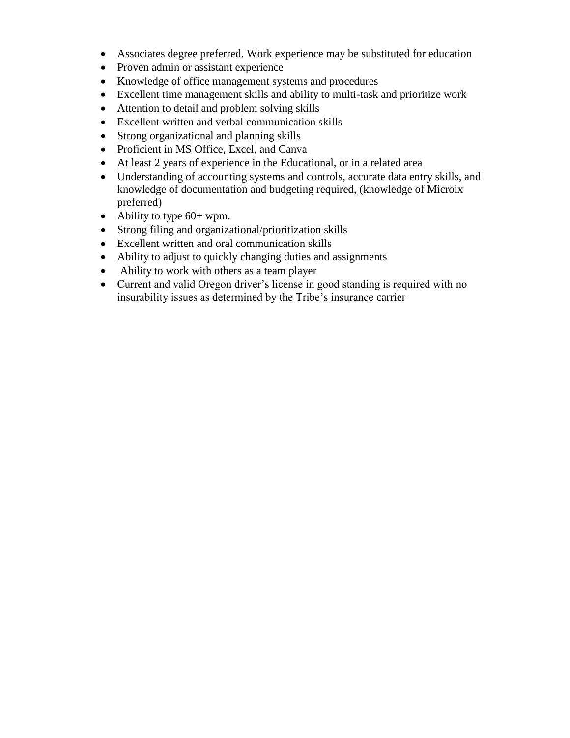- Associates degree preferred. Work experience may be substituted for education
- Proven admin or assistant experience
- Knowledge of office management systems and procedures
- Excellent time management skills and ability to multi-task and prioritize work
- Attention to detail and problem solving skills
- Excellent written and verbal communication skills
- Strong organizational and planning skills
- Proficient in MS Office, Excel, and Canva
- At least 2 years of experience in the Educational, or in a related area
- Understanding of accounting systems and controls, accurate data entry skills, and knowledge of documentation and budgeting required, (knowledge of Microix preferred)
- Ability to type 60+ wpm.
- Strong filing and organizational/prioritization skills
- Excellent written and oral communication skills
- Ability to adjust to quickly changing duties and assignments
- Ability to work with others as a team player
- Current and valid Oregon driver's license in good standing is required with no insurability issues as determined by the Tribe's insurance carrier